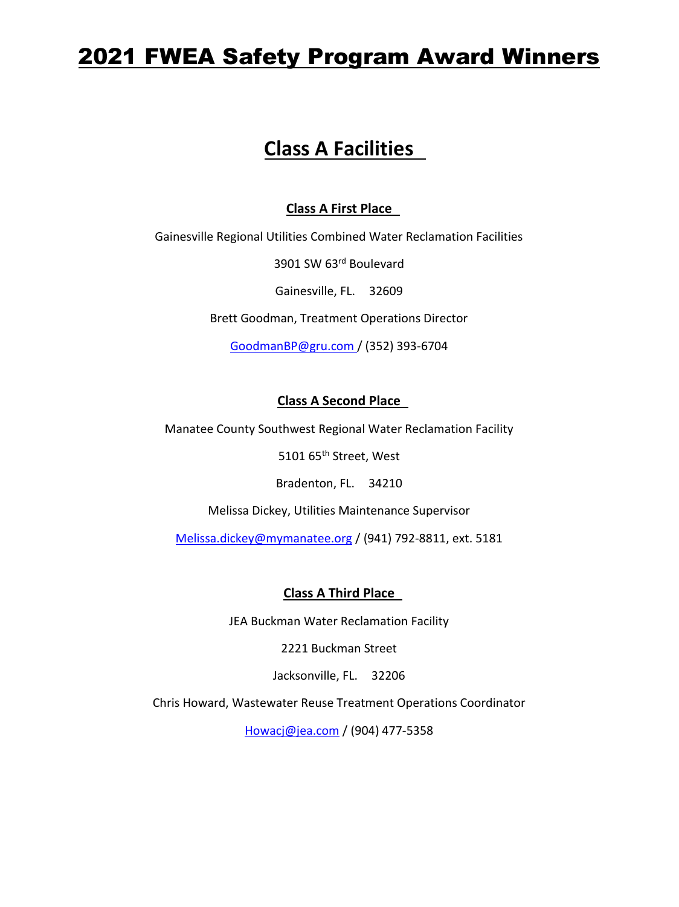# 2021 FWEA Safety Program Award Winners

## Class A Facilities

### Class A First Place

Gainesville Regional Utilities Combined Water Reclamation Facilities

3901 SW 63rd Boulevard

Gainesville, FL. 32609

Brett Goodman, Treatment Operations Director

GoodmanBP@gru.com / (352) 393-6704

### Class A Second Place

Manatee County Southwest Regional Water Reclamation Facility

5101 65th Street, West

Bradenton, FL. 34210

Melissa Dickey, Utilities Maintenance Supervisor

Melissa.dickey@mymanatee.org / (941) 792-8811, ext. 5181

### Class A Third Place

JEA Buckman Water Reclamation Facility

2221 Buckman Street

Jacksonville, FL. 32206

Chris Howard, Wastewater Reuse Treatment Operations Coordinator

Howacj@jea.com / (904) 477-5358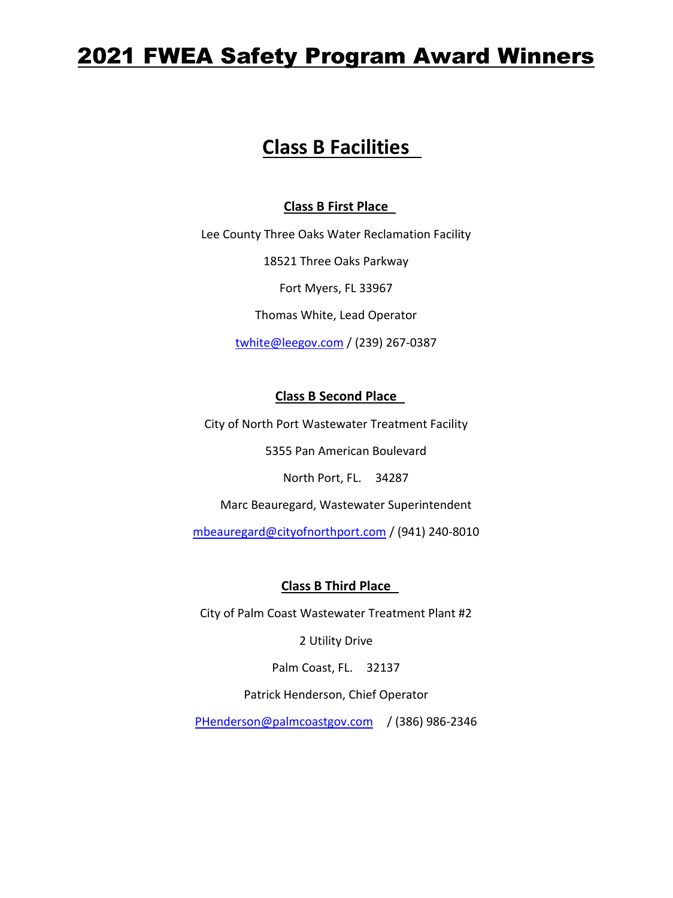# 2021 FWEA Safety Program Award Winners

## Class B Facilities

### Class B First Place

Lee County Three Oaks Water Reclamation Facility

18521 Three Oaks Parkway

Fort Myers, FL 33967

Thomas White, Lead Operator

twhite@leegov.com / (239) 267-0387

### Class B Second Place

City of North Port Wastewater Treatment Facility

5355 Pan American Boulevard

North Port, FL. 34287

Marc Beauregard, Wastewater Superintendent

mbeauregard@cityofnorthport.com / (941) 240-8010

### Class B Third Place

City of Palm Coast Wastewater Treatment Plant #2

2 Utility Drive

Palm Coast, FL. 32137

Patrick Henderson, Chief Operator

PHenderson@palmcoastgov.com / (386) 986-2346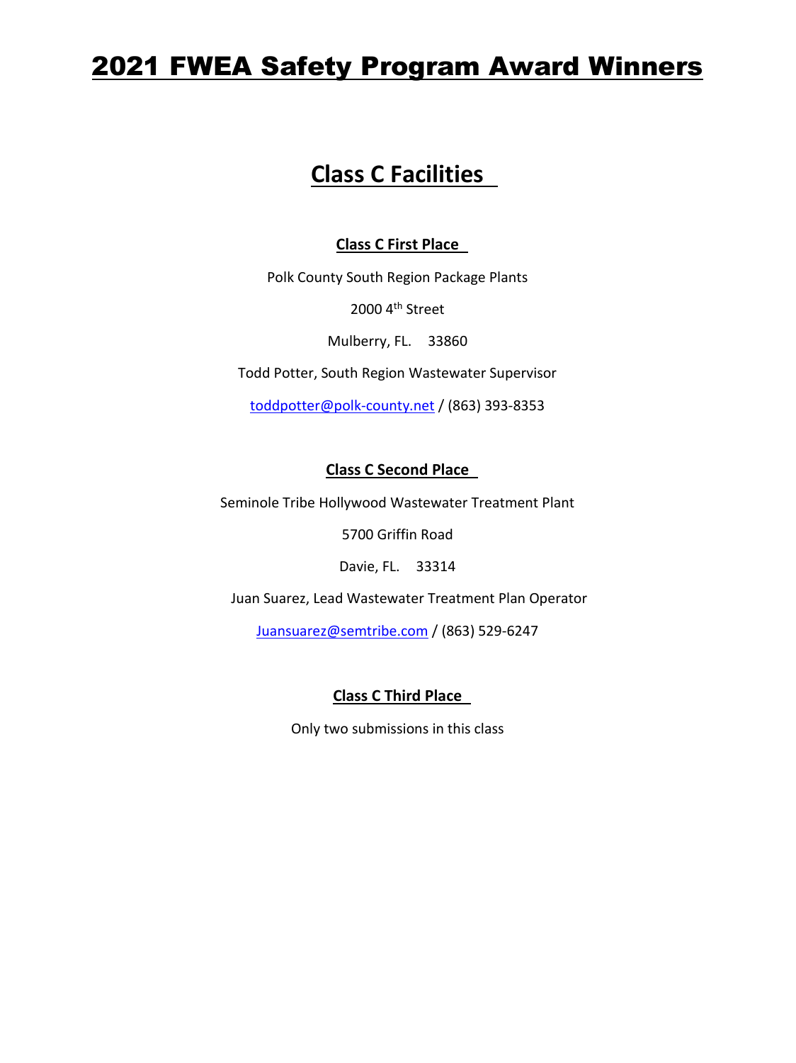# 2021 FWEA Safety Program Award Winners

## Class C Facilities

### Class C First Place

Polk County South Region Package Plants

2000 4th Street

Mulberry, FL. 33860

Todd Potter, South Region Wastewater Supervisor

toddpotter@polk-county.net / (863) 393-8353

### Class C Second Place

Seminole Tribe Hollywood Wastewater Treatment Plant

5700 Griffin Road

Davie, FL. 33314

Juan Suarez, Lead Wastewater Treatment Plan Operator

Juansuarez@semtribe.com / (863) 529-6247

### Class C Third Place

Only two submissions in this class